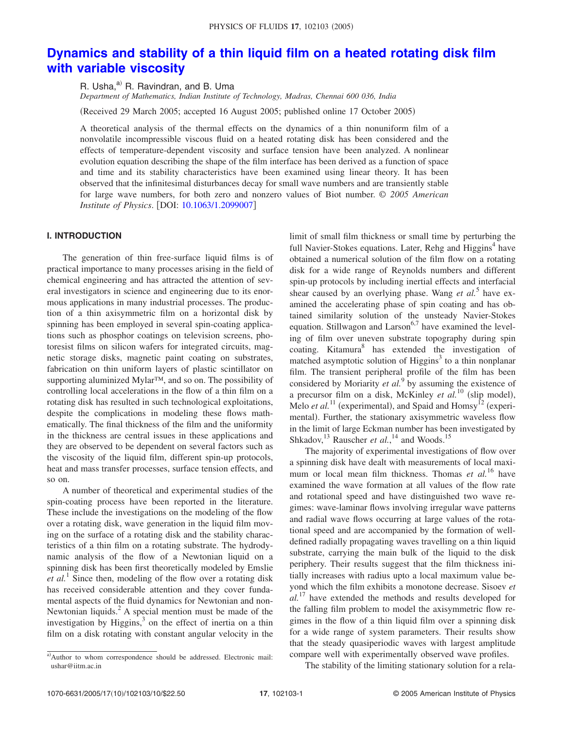# Dynamics and stability of a thin liquid film on a heated rotating disk film with variable viscosity

R. Usha,[a] R. Ravindran, and B. Uma

*Department of Mathematics, Indian Institute of Technology, Madras, Chennai 600 036, India*

(Received 29 March 2005; accepted 16 August 2005; published online 17 October 2005)

A theoretical analysis of the thermal effects on the dynamics of a thin nonuniform film of a nonvolatile incompressible viscous fluid on a heated rotating disk has been considered and the effects of temperature-dependent viscosity and surface tension have been analyzed. A nonlinear evolution equation describing the shape of the film interface has been derived as a function of space and time and its stability characteristics have been examined using linear theory. It has been observed that the infinitesimal disturbances decay for small wave numbers and are transiently stable for large wave numbers, for both zero and nonzero values of Biot number. © *2005 American Institute of Physics*. [DOI: 10.1063/1.2099007]

## I. INTRODUCTION

The generation of thin free-surface liquid films is of practical importance to many processes arising in the field of chemical engineering and has attracted the attention of several investigators in science and engineering due to its enormous applications in many industrial processes. The production of a thin axisymmetric film on a horizontal disk by spinning has been employed in several spin-coating applications such as phosphor coatings on television screens, photoresist films on silicon wafers for integrated circuits, magnetic storage disks, magnetic paint coating on substrates, fabrication on thin uniform layers of plastic scintillator on supporting aluminized Mylar™, and so on. The possibility of controlling local accelerations in the flow of a thin film on a rotating disk has resulted in such technological exploitations, despite the complications in modeling these flows mathematically. The final thickness of the film and the uniformity in the thickness are central issues in these applications and they are observed to be dependent on several factors such as the viscosity of the liquid film, different spin-up protocols, heat and mass transfer processes, surface tension effects, and so on.

A number of theoretical and experimental studies of the spin-coating process have been reported in the literature. These include the investigations on the modeling of the flow over a rotating disk, wave generation in the liquid film moving on the surface of a rotating disk and the stability characteristics of a thin film on a rotating substrate. The hydrodynamic analysis of the flow of a Newtonian liquid on a spinning disk has been first theoretically modeled by Emslie *et al.*[1] Since then, modeling of the flow over a rotating disk has received considerable attention and they cover fundamental aspects of the fluid dynamics for Newtonian and non-Newtonian liquids.[2] A special mention must be made of the investigation by Higgins,[3] on the effect of inertia on a thin film on a disk rotating with constant angular velocity in the limit of small film thickness or small time by perturbing the full Navier-Stokes equations. Later, Rehg and Higgins[4] have obtained a numerical solution of the film flow on a rotating disk for a wide range of Reynolds numbers and different spin-up protocols by including inertial effects and interfacial shear caused by an overlying phase. Wang *et al.*[5] have examined the accelerating phase of spin coating and has obtained similarity solution of the unsteady Navier-Stokes equation. Stillwagon and Larson[6,7] have examined the leveling of film over uneven substrate topography during spin coating. Kitamura[8] has extended the investigation of matched asymptotic solution of Higgins[3] to a thin nonplanar film. The transient peripheral profile of the film has been considered by Moriarty *et al.*[9] by assuming the existence of a precursor film on a disk, McKinley *et al.*[10] (slip model), Melo *et al.*[11] (experimental), and Spaid and Homsy[12] (experimental). Further, the stationary axisymmetric waveless flow in the limit of large Eckman number has been investigated by Shkadov,[13] Rauscher *et al.*,[14] and Woods.[15]

The majority of experimental investigations of flow over a spinning disk have dealt with measurements of local maximum or local mean film thickness. Thomas *et al.*[16] have examined the wave formation at all values of the flow rate and rotational speed and have distinguished two wave regimes: wave-laminar flows involving irregular wave patterns and radial wave flows occurring at large values of the rotational speed and are accompanied by the formation of well-defined radially propagating waves travelling on a thin liquid substrate, carrying the main bulk of the liquid to the disk periphery. Their results suggest that the film thickness initially increases with radius upto a local maximum value beyond which the film exhibits a monotone decrease. Sisoev *et al.*[17] have extended the methods and results developed for the falling film problem to model the axisymmetric flow regimes in the flow of a thin liquid film over a spinning disk for a wide range of system parameters. Their results show that the steady quasiperiodic waves with largest amplitude compare well with experimentally observed wave profiles.

The stability of the limiting stationary solution for a rela-

[a] Author to whom correspondence should be addressed. Electronic mail: ushar@iitm.ac.in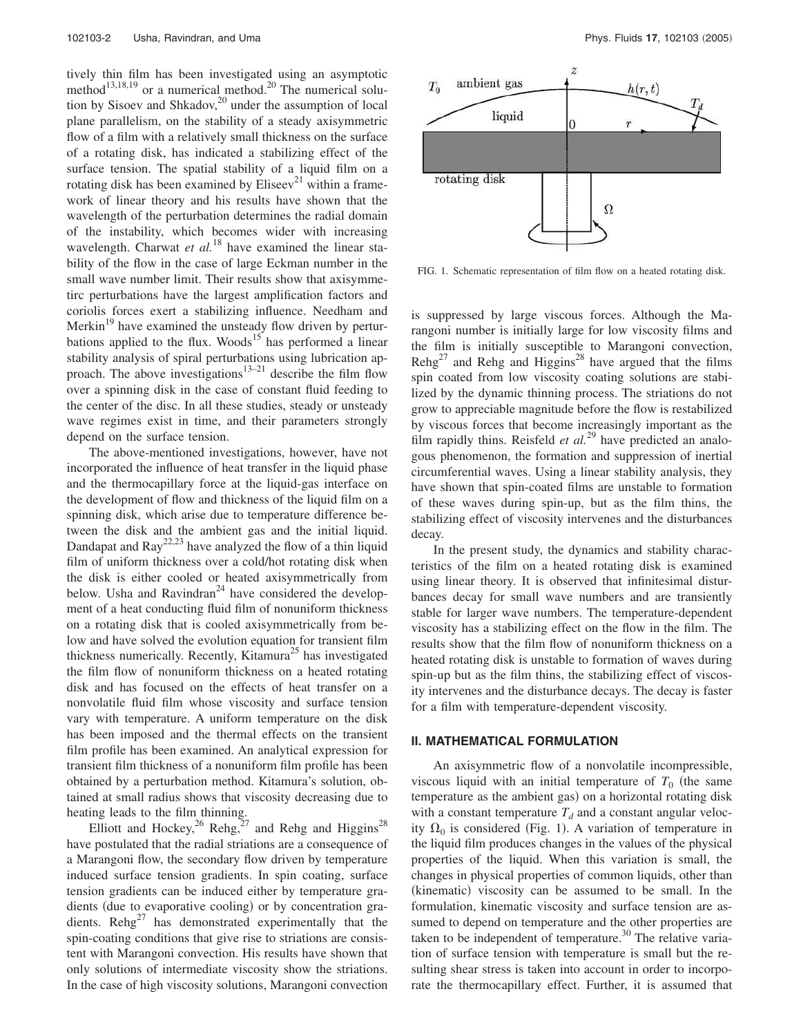tively thin film has been investigated using an asymptotic method[13,18,19] or a numerical method.[20] The numerical solution by Sisoev and Shkadov,[20] under the assumption of local plane parallelism, on the stability of a steady axisymmetric flow of a film with a relatively small thickness on the surface of a rotating disk, has indicated a stabilizing effect of the surface tension. The spatial stability of a liquid film on a rotating disk has been examined by Eliseev[21] within a framework of linear theory and his results have shown that the wavelength of the perturbation determines the radial domain of the instability, which becomes wider with increasing wavelength. Charwat *et al.*[18] have examined the linear stability of the flow in the case of large Eckman number in the small wave number limit. Their results show that axisymmetirc perturbations have the largest amplification factors and coriolis forces exert a stabilizing influence. Needham and Merkin[19] have examined the unsteady flow driven by perturbations applied to the flux. Woods[15] has performed a linear stability analysis of spiral perturbations using lubrication approach. The above investigations[13–21] describe the film flow over a spinning disk in the case of constant fluid feeding to the center of the disc. In all these studies, steady or unsteady wave regimes exist in time, and their parameters strongly depend on the surface tension.

The above-mentioned investigations, however, have not incorporated the influence of heat transfer in the liquid phase and the thermocapillary force at the liquid-gas interface on the development of flow and thickness of the liquid film on a spinning disk, which arise due to temperature difference between the disk and the ambient gas and the initial liquid. Dandapat and Ray[22,23] have analyzed the flow of a thin liquid film of uniform thickness over a cold/hot rotating disk when the disk is either cooled or heated axisymmetrically from below. Usha and Ravindran[24] have considered the development of a heat conducting fluid film of nonuniform thickness on a rotating disk that is cooled axisymmetrically from below and have solved the evolution equation for transient film thickness numerically. Recently, Kitamura[25] has investigated the film flow of nonuniform thickness on a heated rotating disk and has focused on the effects of heat transfer on a nonvolatile fluid film whose viscosity and surface tension vary with temperature. A uniform temperature on the disk has been imposed and the thermal effects on the transient film profile has been examined. An analytical expression for transient film thickness of a nonuniform film profile has been obtained by a perturbation method. Kitamura's solution, obtained at small radius shows that viscosity decreasing due to heating leads to the film thinning.

Elliott and Hockey,[26] Rehg,[27] and Rehg and Higgins[28] have postulated that the radial striations are a consequence of a Marangoni flow, the secondary flow driven by temperature induced surface tension gradients. In spin coating, surface tension gradients can be induced either by temperature gradients (due to evaporative cooling) or by concentration gradients. Rehg[27] has demonstrated experimentally that the spin-coating conditions that give rise to striations are consistent with Marangoni convection. His results have shown that only solutions of intermediate viscosity show the striations. In the case of high viscosity solutions, Marangoni convection

FIG. 1. Schematic representation of film flow on a heated rotating disk.

is suppressed by large viscous forces. Although the Marangoni number is initially large for low viscosity films and the film is initially susceptible to Marangoni convection, Rehg[27] and Rehg and Higgins[28] have argued that the films spin coated from low viscosity coating solutions are stabilized by the dynamic thinning process. The striations do not grow to appreciable magnitude before the flow is restabilized by viscous forces that become increasingly important as the film rapidly thins. Reisfeld *et al.*[29] have predicted an analogous phenomenon, the formation and suppression of inertial circumferential waves. Using a linear stability analysis, they have shown that spin-coated films are unstable to formation of these waves during spin-up, but as the film thins, the stabilizing effect of viscosity intervenes and the disturbances decay.

In the present study, the dynamics and stability characteristics of the film on a heated rotating disk is examined using linear theory. It is observed that infinitesimal disturbances decay for small wave numbers and are transiently stable for larger wave numbers. The temperature-dependent viscosity has a stabilizing effect on the flow in the film. The results show that the film flow of nonuniform thickness on a heated rotating disk is unstable to formation of waves during spin-up but as the film thins, the stabilizing effect of viscosity intervenes and the disturbance decays. The decay is faster for a film with temperature-dependent viscosity.

## II. MATHEMATICAL FORMULATION

An axisymmetric flow of a nonvolatile incompressible, viscous liquid with an initial temperature of $T_0$ (the same temperature as the ambient gas) on a horizontal rotating disk with a constant temperature $T_d$ and a constant angular velocity $\Omega_0$ is considered (Fig. 1). A variation of temperature in the liquid film produces changes in the values of the physical properties of the liquid. When this variation is small, the changes in physical properties of common liquids, other than (kinematic) viscosity can be assumed to be small. In the formulation, kinematic viscosity and surface tension are assumed to depend on temperature and the other properties are taken to be independent of temperature.[30] The relative variation of surface tension with temperature is small but the resulting shear stress is taken into account in order to incorporate the thermocapillary effect. Further, it is assumed that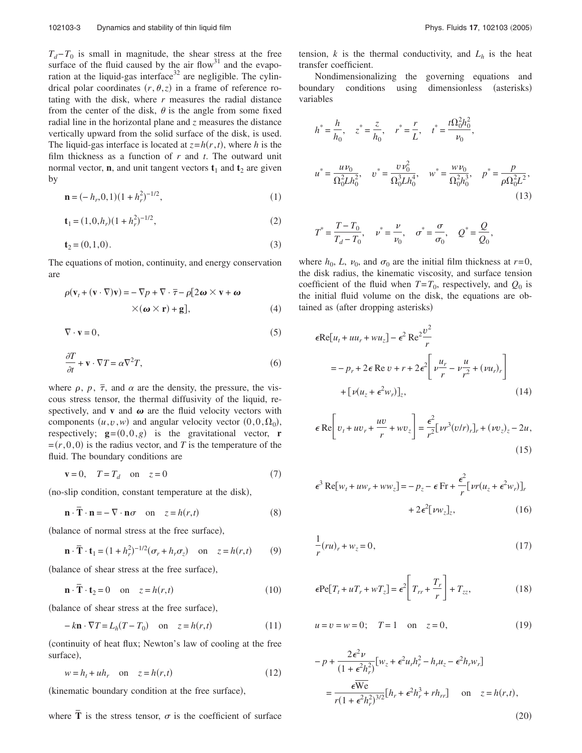$T_d - T_0$ is small in magnitude, the shear stress at the free surface of the fluid caused by the air flow[31] and the evaporation at the liquid-gas interface[32] are negligible. The cylindrical polar coordinates $(r, \theta, z)$ in a frame of reference rotating with the disk, where $r$ measures the radial distance from the center of the disk, $\theta$ is the angle from some fixed radial line in the horizontal plane and $z$ measures the distance vertically upward from the solid surface of the disk, is used. The liquid-gas interface is located at $z = h(r, t)$, where $h$ is the film thickness as a function of $r$ and $t$. The outward unit normal vector, $\mathbf{n}$, and unit tangent vectors $\mathbf{t}_1$ and $\mathbf{t}_2$ are given by

$$\mathbf{n} = (-h_r, 0, 1)(1 + h_r^2)^{-1/2}, \tag{1}$$

$$\mathbf{t}_1 = (1, 0, h_r)(1 + h_r^2)^{-1/2}, \tag{2}$$

$$\mathbf{t}_2 = (0, 1, 0). \tag{3}$$

The equations of motion, continuity, and energy conservation are

$$\rho(\mathbf{v}_t + (\mathbf{v} \cdot \nabla)\mathbf{v}) = -\nabla p + \nabla \cdot \bar{\tau} - \rho[2\boldsymbol{\omega} \times \mathbf{v} + \boldsymbol{\omega} \times (\boldsymbol{\omega} \times \mathbf{r}) + \mathbf{g}], \tag{4}$$

$$\nabla \cdot \mathbf{v} = 0, \tag{5}$$

$$\frac{\partial T}{\partial t} + \mathbf{v} \cdot \nabla T = \alpha \nabla^2 T, \tag{6}$$

where $\rho$, $p$, $\bar{\tau}$, and $\alpha$ are the density, the pressure, the viscous stress tensor, the thermal diffusivity of the liquid, respectively, and $\mathbf{v}$ and $\boldsymbol{\omega}$ are the fluid velocity vectors with components $(u, v, w)$ and angular velocity vector $(0, 0, \Omega_0)$, respectively; $\mathbf{g} = (0, 0, g)$ is the gravitational vector, $\mathbf{r} = (r, 0, 0)$ is the radius vector, and $T$ is the temperature of the fluid. The boundary conditions are

$$\mathbf{v} = 0, \quad T = T_d \quad \text{on} \quad z = 0 \tag{7}$$

(no-slip condition, constant temperature at the disk),

$$\mathbf{n} \cdot \bar{\mathbf{T}} \cdot \mathbf{n} = -\nabla \cdot \mathbf{n}\sigma \quad \text{on} \quad z = h(r, t) \tag{8}$$

(balance of normal stress at the free surface),

$$\mathbf{n} \cdot \bar{\mathbf{T}} \cdot \mathbf{t}_1 = (1 + h_r^2)^{-1/2}(\sigma_r + h_r \sigma_z) \quad \text{on} \quad z = h(r, t) \tag{9}$$

(balance of shear stress at the free surface),

$$\mathbf{n} \cdot \bar{\mathbf{T}} \cdot \mathbf{t}_2 = 0 \quad \text{on} \quad z = h(r, t) \tag{10}$$

(balance of shear stress at the free surface),

$$-k\mathbf{n} \cdot \nabla T = L_h(T - T_0) \quad \text{on} \quad z = h(r, t) \tag{11}$$

(continuity of heat flux; Newton's law of cooling at the free surface),

$$w = h_t + u h_r \quad \text{on} \quad z = h(r, t) \tag{12}$$

(kinematic boundary condition at the free surface),

where $\bar{\mathbf{T}}$ is the stress tensor, $\sigma$ is the coefficient of surface tension, $k$ is the thermal conductivity, and $L_h$ is the heat transfer coefficient.

Nondimensionalizing the governing equations and boundary conditions using dimensionless (asterisks) variables

$$h^* = \frac{h}{h_0}, \quad z^* = \frac{z}{h_0}, \quad r^* = \frac{r}{L}, \quad t^* = \frac{t\Omega_0^2 h_0^2}{\nu_0},$$

$$u^* = \frac{u\nu_0}{\Omega_0^2 L h_0^2}, \quad v^* = \frac{v\nu_0^2}{\Omega_0^3 L h_0^4}, \quad w^* = \frac{w\nu_0}{\Omega_0^2 h_0^3}, \quad p^* = \frac{p}{\rho\Omega_0^2 L^2}, \tag{13}$$

$$T^* = \frac{T - T_0}{T_d - T_0}, \quad \nu^* = \frac{\nu}{\nu_0}, \quad \sigma^* = \frac{\sigma}{\sigma_0}, \quad Q^* = \frac{Q}{Q_0},$$

where $h_0$, $L$, $\nu_0$, and $\sigma_0$ are the initial film thickness at $r = 0$, the disk radius, the kinematic viscosity, and surface tension coefficient of the fluid when $T = T_0$, respectively, and $Q_0$ is the initial fluid volume on the disk, the equations are obtained as (after dropping asterisks)

$$\epsilon \mathrm{Re}[u_t + u u_r + w u_z] - \epsilon^2 \mathrm{Re}^2 \frac{v^2}{r} = -p_r + 2\epsilon \,\mathrm{Re}\, v + r + 2\epsilon^2 \left[\nu \frac{u_r}{r} - \nu \frac{u}{r^2} + (\nu u_r)_r\right] + [\nu(u_z + \epsilon^2 w_r)]_z, \tag{14}$$

$$\epsilon \,\mathrm{Re}\left[v_t + u v_r + \frac{uv}{r} + w v_z\right] = \frac{\epsilon^2}{r^2}[\nu r^3 (v/r)_r]_r + (\nu v_z)_z - 2u, \tag{15}$$

$$\epsilon^3 \mathrm{Re}[w_t + u w_r + w w_z] = -p_z - \epsilon \,\mathrm{Fr} + \frac{\epsilon^2}{r}[\nu r (u_z + \epsilon^2 w_r)]_r + 2\epsilon^2[\nu w_z]_z, \tag{16}$$

$$\frac{1}{r}(ru)_r + w_z = 0, \tag{17}$$

$$\epsilon \mathrm{Pe}[T_t + u T_r + w T_z] = \epsilon^2 \left[T_{rr} + \frac{T_r}{r}\right] + T_{zz}, \tag{18}$$

$$u = v = w = 0; \quad T = 1 \quad \text{on} \quad z = 0, \tag{19}$$

$$-p + \frac{2\epsilon^2 \nu}{(1 + \epsilon^2 h_r^2)}[w_z + \epsilon^2 u_r h_r^2 - h_r u_z - \epsilon^2 h_r w_r] = \frac{\epsilon \overline{\mathrm{We}}}{r(1 + \epsilon^2 h_r^2)^{3/2}}[h_r + \epsilon^2 h_r^3 + r h_{rr}] \quad \text{on} \quad z = h(r, t), \tag{20}$$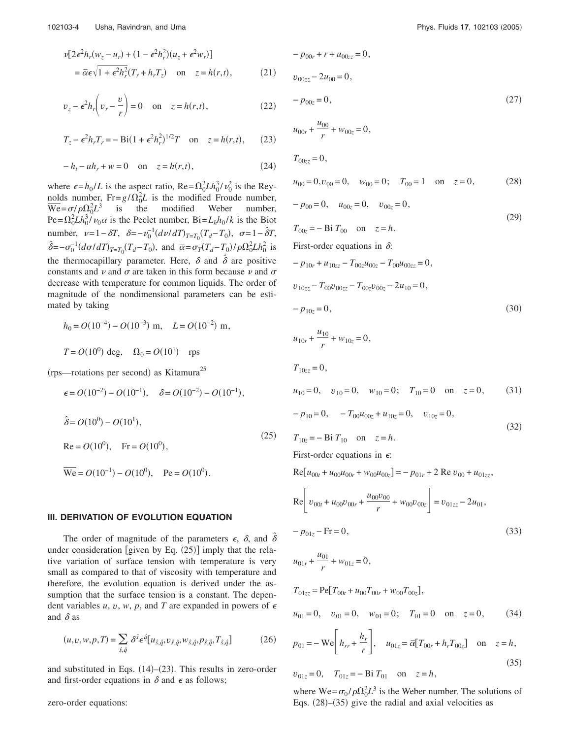$$\nu[2\epsilon^2 h_r(w_z - u_r) + (1-\epsilon^2 h_r^2)(u_z + \epsilon^2 w_r)] = \bar{\alpha}\epsilon\sqrt{1+\epsilon^2 h_r^2}(T_r + h_r T_z) \quad \text{on} \quad z = h(r,t), \tag{21}$$

$$v_z - \epsilon^2 h_r\left(v_r - \frac{v}{r}\right) = 0 \quad \text{on} \quad z = h(r,t), \tag{22}$$

$$T_z - \epsilon^2 h_r T_r = -\text{Bi}(1+\epsilon^2 h_r^2)^{1/2} T \quad \text{on} \quad z = h(r,t), \tag{23}$$

$$-h_t - u h_r + w = 0 \quad \text{on} \quad z = h(r,t), \tag{24}$$

where $\epsilon = h_0/L$ is the aspect ratio, $\text{Re} = \Omega_0^2 L h_0^3/\nu_0^2$ is the Reynolds number, $\text{Fr} = g/\Omega_0^2 L$ is the modified Froude number, $\overline{\text{We}} = \sigma/\rho\Omega_0^2 L^3$ is the modified Weber number, $\text{Pe} = \Omega_0^2 L h_0^3/\nu_0\alpha$ is the Peclet number, $\text{Bi} = L_h h_0/k$ is the Biot number, $\nu = 1 - \delta T$, $\delta = -\nu_0^{-1}(d\nu/dT)_{T=T_0}(T_d - T_0)$, $\sigma = 1 - \hat{\delta}T$, $\hat{\delta} = -\sigma_0^{-1}(d\sigma/dT)_{T=T_0}(T_d - T_0)$, and $\bar{\alpha} = \sigma_T(T_d - T_0)/\rho\Omega_0^2 L h_0^2$ is the thermocapillary parameter. Here, $\delta$ and $\hat{\delta}$ are positive constants and $\nu$ and $\sigma$ are taken in this form because $\nu$ and $\sigma$ decrease with temperature for common liquids. The order of magnitude of the nondimensional parameters can be estimated by taking

$$h_0 = O(10^{-4}) - O(10^{-3}) \text{ m}, \quad L = O(10^{-2}) \text{ m},$$

$$T = O(10^0) \text{ deg}, \quad \Omega_0 = O(10^1) \quad \text{rps}$$

(rps—rotations per second) as Kitamura[25]

$$\begin{aligned}
&\epsilon = O(10^{-2}) - O(10^{-1}), \quad \delta = O(10^{-2}) - O(10^{-1}),\\
&\hat{\delta} = O(10^0) - O(10^1),\\
&\text{Re} = O(10^0), \quad \text{Fr} = O(10^0),\\
&\overline{\text{We}} = O(10^{-1}) - O(10^0), \quad \text{Pe} = O(10^0).
\end{aligned} \tag{25}$$

## III. DERIVATION OF EVOLUTION EQUATION

The order of magnitude of the parameters $\epsilon$, $\delta$, and $\hat{\delta}$ under consideration [given by Eq. (25)] imply that the relative variation of surface tension with temperature is very small as compared to that of viscosity with temperature and therefore, the evolution equation is derived under the assumption that the surface tension is a constant. The dependent variables $u$, $v$, $w$, $p$, and $T$ are expanded in powers of $\epsilon$ and $\delta$ as

$$(u,v,w,p,T) = \sum_{\hat{s},\hat{q}} \delta^{\hat{s}}\epsilon^{\hat{q}}[u_{\hat{s},\hat{q}}, v_{\hat{s},\hat{q}}, w_{\hat{s},\hat{q}}, p_{\hat{s},\hat{q}}, T_{\hat{s},\hat{q}}] \tag{26}$$

and substituted in Eqs. (14)–(23). This results in zero-order and first-order equations in $\delta$ and $\epsilon$ as follows;

zero-order equations:

$$\begin{aligned}
&-p_{00r} + r + u_{00zz} = 0,\\
&v_{00zz} - 2u_{00} = 0,\\
&-p_{00z} = 0,\\
&u_{00r} + \frac{u_{00}}{r} + w_{00z} = 0,\\
&T_{00zz} = 0,
\end{aligned} \tag{27}$$

$$u_{00} = 0, v_{00} = 0, \quad w_{00} = 0; \quad T_{00} = 1 \quad \text{on} \quad z = 0, \tag{28}$$

$$\begin{aligned}
&-p_{00} = 0, \quad u_{00z} = 0, \quad v_{00z} = 0,\\
&T_{00z} = -\text{Bi}\, T_{00} \quad \text{on} \quad z = h.
\end{aligned} \tag{29}$$

First-order equations in $\delta$:

$$\begin{aligned}
&-p_{10r} + u_{10zz} - T_{00z}u_{00z} - T_{00}u_{00zz} = 0,\\
&v_{10zz} - T_{00}v_{00zz} - T_{00z}v_{00z} - 2u_{10} = 0,\\
&-p_{10z} = 0,\\
&u_{10r} + \frac{u_{10}}{r} + w_{10z} = 0,\\
&T_{10zz} = 0,
\end{aligned} \tag{30}$$

$$u_{10} = 0, \quad v_{10} = 0, \quad w_{10} = 0; \quad T_{10} = 0 \quad \text{on} \quad z = 0, \tag{31}$$

$$\begin{aligned}
&-p_{10} = 0, \quad -T_{00}u_{00z} + u_{10z} = 0, \quad v_{10z} = 0,\\
&T_{10z} = -\text{Bi}\, T_{10} \quad \text{on} \quad z = h.
\end{aligned} \tag{32}$$

First-order equations in $\epsilon$:

$$\begin{aligned}
&\text{Re}[u_{00t} + u_{00}u_{00r} + w_{00}u_{00z}] = -p_{01r} + 2\,\text{Re}\, v_{00} + u_{01zz},\\
&\text{Re}\left[v_{00t} + u_{00}v_{00r} + \frac{u_{00}v_{00}}{r} + w_{00}v_{00z}\right] = v_{01zz} - 2u_{01},\\
&-p_{01z} - \text{Fr} = 0,\\
&u_{01r} + \frac{u_{01}}{r} + w_{01z} = 0,\\
&T_{01zz} = \text{Pe}[T_{00t} + u_{00}T_{00r} + w_{00}T_{00z}],
\end{aligned} \tag{33}$$

$$u_{01} = 0, \quad v_{01} = 0, \quad w_{01} = 0; \quad T_{01} = 0 \quad \text{on} \quad z = 0, \tag{34}$$

$$\begin{aligned}
&p_{01} = -\text{We}\left[h_{rr} + \frac{h_r}{r}\right], \quad u_{01z} = \bar{\alpha}[T_{00r} + h_r T_{00z}] \quad \text{on} \quad z = h,\\
&v_{01z} = 0, \quad T_{01z} = -\text{Bi}\, T_{01} \quad \text{on} \quad z = h,
\end{aligned} \tag{35}$$

where $\text{We} = \sigma_0/\rho\Omega_0^2 L^3$ is the Weber number. The solutions of Eqs. (28)–(35) give the radial and axial velocities as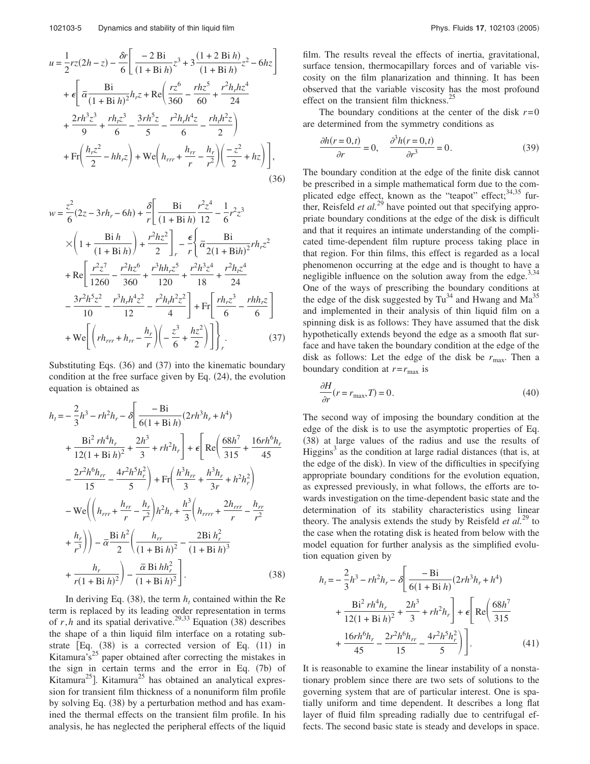$$u = \frac{1}{2}rz(2h - z) - \frac{\delta r}{6}\left[\frac{-2\,\mathrm{Bi}}{(1+\mathrm{Bi}\,h)}z^3 + 3\frac{(1+2\,\mathrm{Bi}\,h)}{(1+\mathrm{Bi}\,h)}z^2 - 6hz\right] + \epsilon\left[\bar{\alpha}\frac{\mathrm{Bi}}{(1+\mathrm{Bi}\,h)^2}h_r z + \mathrm{Re}\left(\frac{rz^6}{360} - \frac{rhz^5}{60} + \frac{r^2h_rhz^4}{24} + \frac{2rh^3z^3}{9} + \frac{rh_tz^3}{6} - \frac{3rh^5z}{5} - \frac{r^2h_rh^4z}{6} - \frac{rh_th^2z}{2}\right) + \mathrm{Fr}\left(\frac{h_rz^2}{2} - hh_rz\right) + \mathrm{We}\left(h_{rrr} + \frac{h_{rr}}{r} - \frac{h_r}{r^2}\right)\left(\frac{-z^2}{2} + hz\right)\right], \tag{36}$$

$$w = \frac{z^2}{6}(2z - 3rh_r - 6h) + \frac{\delta}{r}\left[\frac{\mathrm{Bi}}{(1+\mathrm{Bi}\,h)}\frac{r^2z^4}{12} - \frac{1}{6}r^2z^3\left(1 + \frac{\mathrm{Bi}\,h}{(1+\mathrm{Bi}\,h)}\right) + \frac{r^2hz^2}{2}\right]_r - \frac{\epsilon}{r}\left\{\bar{\alpha}\frac{\mathrm{Bi}}{2(1+\mathrm{Bi}h)^2}rh_rz^2 + \mathrm{Re}\left[\frac{r^2z^7}{1260} - \frac{r^2hz^6}{360} + \frac{r^3hh_rz^5}{120} + \frac{r^2h^3z^4}{18} + \frac{r^2h_tz^4}{24} - \frac{3r^2h^5z^2}{10} - \frac{r^3h_rh^4z^2}{12} - \frac{r^2h_th^2z^2}{4}\right] + \mathrm{Fr}\left[\frac{rh_rz^3}{6} - \frac{rhh_rz}{6}\right] + \mathrm{We}\left[\left(rh_{rrr} + h_{rr} - \frac{h_r}{r}\right)\left(-\frac{z^3}{6} + \frac{hz^2}{2}\right)\right]\right\}_r. \tag{37}$$

Substituting Eqs. (36) and (37) into the kinematic boundary condition at the free surface given by Eq. (24), the evolution equation is obtained as

$$h_t = -\frac{2}{3}h^3 - rh^2h_r - \delta\left[\frac{-\mathrm{Bi}}{6(1+\mathrm{Bi}\,h)}(2rh^3h_r + h^4) + \frac{\mathrm{Bi}^2\,rh^4h_r}{12(1+\mathrm{Bi}\,h)^2} + \frac{2h^3}{3} + rh^2h_r\right] + \epsilon\left[\mathrm{Re}\left(\frac{68h^7}{315} + \frac{16rh^6h_r}{45} - \frac{2r^2h^6h_{rr}}{15} - \frac{4r^2h^5h_r^2}{5}\right) + \mathrm{Fr}\left(\frac{h^3h_{rr}}{3} + \frac{h^3h_r}{3r} + h^2h_r^2\right) - \mathrm{We}\left(\left(h_{rrr} + \frac{h_{rr}}{r} - \frac{h_r}{r^2}\right)h^2h_r + \frac{h^3}{3}\left(h_{rrrr} + \frac{2h_{rrr}}{r} - \frac{h_{rr}}{r^2} + \frac{h_r}{r^3}\right)\right) - \bar{\alpha}\frac{\mathrm{Bi}\,h^2}{2}\left(\frac{h_{rr}}{(1+\mathrm{Bi}\,h)^2} - \frac{2\mathrm{Bi}\,h_r^2}{(1+\mathrm{Bi}\,h)^3} + \frac{h_r}{r(1+\mathrm{Bi}\,h)^2}\right) - \frac{\bar{\alpha}\,\mathrm{Bi}\,hh_r^2}{(1+\mathrm{Bi}\,h)^2}\right]. \tag{38}$$

In deriving Eq. (38), the term $h_t$ contained within the Re term is replaced by its leading order representation in terms of $r, h$ and its spatial derivative.[29,33] Equation (38) describes the shape of a thin liquid film interface on a rotating substrate [Eq. (38) is a corrected version of Eq. (11) in Kitamura's[25] paper obtained after correcting the mistakes in the sign in certain terms and the error in Eq. (7b) of Kitamura[25]]. Kitamura[25] has obtained an analytical expression for transient film thickness of a nonuniform film profile by solving Eq. (38) by a perturbation method and has examined the thermal effects on the transient film profile. In his analysis, he has neglected the peripheral effects of the liquid film. The results reveal the effects of inertia, gravitational, surface tension, thermocapillary forces and of variable viscosity on the film planarization and thinning. It has been observed that the variable viscosity has the most profound effect on the transient film thickness.[25]

The boundary conditions at the center of the disk $r=0$ are determined from the symmetry conditions as

$$\frac{\partial h(r=0,t)}{\partial r} = 0, \quad \frac{\partial^3 h(r=0,t)}{\partial r^3} = 0. \tag{39}$$

The boundary condition at the edge of the finite disk cannot be prescribed in a simple mathematical form due to the complicated edge effect, known as the "teapot" effect;[34,35] further, Reisfeld *et al.*[29] have pointed out that specifying appropriate boundary conditions at the edge of the disk is difficult and that it requires an intimate understanding of the complicated time-dependent film rupture process taking place in that region. For thin films, this effect is regarded as a local phenomenon occurring at the edge and is thought to have a negligible influence on the solution away from the edge.[3,34] One of the ways of prescribing the boundary conditions at the edge of the disk suggested by Tu[34] and Hwang and Ma[35] and implemented in their analysis of thin liquid film on a spinning disk is as follows: They have assumed that the disk hypothetically extends beyond the edge as a smooth flat surface and have taken the boundary condition at the edge of the disk as follows: Let the edge of the disk be $r_{\max}$. Then a boundary condition at $r=r_{\max}$ is

$$\frac{\partial H}{\partial r}(r=r_{\max},T) = 0. \tag{40}$$

The second way of imposing the boundary condition at the edge of the disk is to use the asymptotic properties of Eq. (38) at large values of the radius and use the results of Higgins[3] as the condition at large radial distances (that is, at the edge of the disk). In view of the difficulties in specifying appropriate boundary conditions for the evolution equation, as expressed previously, in what follows, the efforts are towards investigation on the time-dependent basic state and the determination of its stability characteristics using linear theory. The analysis extends the study by Reisfeld *et al.*[29] to the case when the rotating disk is heated from below with the model equation for further analysis as the simplified evolution equation given by

$$h_t = -\frac{2}{3}h^3 - rh^2h_r - \delta\left[\frac{-\mathrm{Bi}}{6(1+\mathrm{Bi}\,h)}(2rh^3h_r + h^4) + \frac{\mathrm{Bi}^2\,rh^4h_r}{12(1+\mathrm{Bi}\,h)^2} + \frac{2h^3}{3} + rh^2h_r\right] + \epsilon\left[\mathrm{Re}\left(\frac{68h^7}{315} + \frac{16rh^6h_r}{45} - \frac{2r^2h^6h_{rr}}{15} - \frac{4r^2h^5h_r^2}{5}\right)\right]. \tag{41}$$

It is reasonable to examine the linear instability of a nonstationary problem since there are two sets of solutions to the governing system that are of particular interest. One is spatially uniform and time dependent. It describes a long flat layer of fluid film spreading radially due to centrifugal effects. The second basic state is steady and develops in space.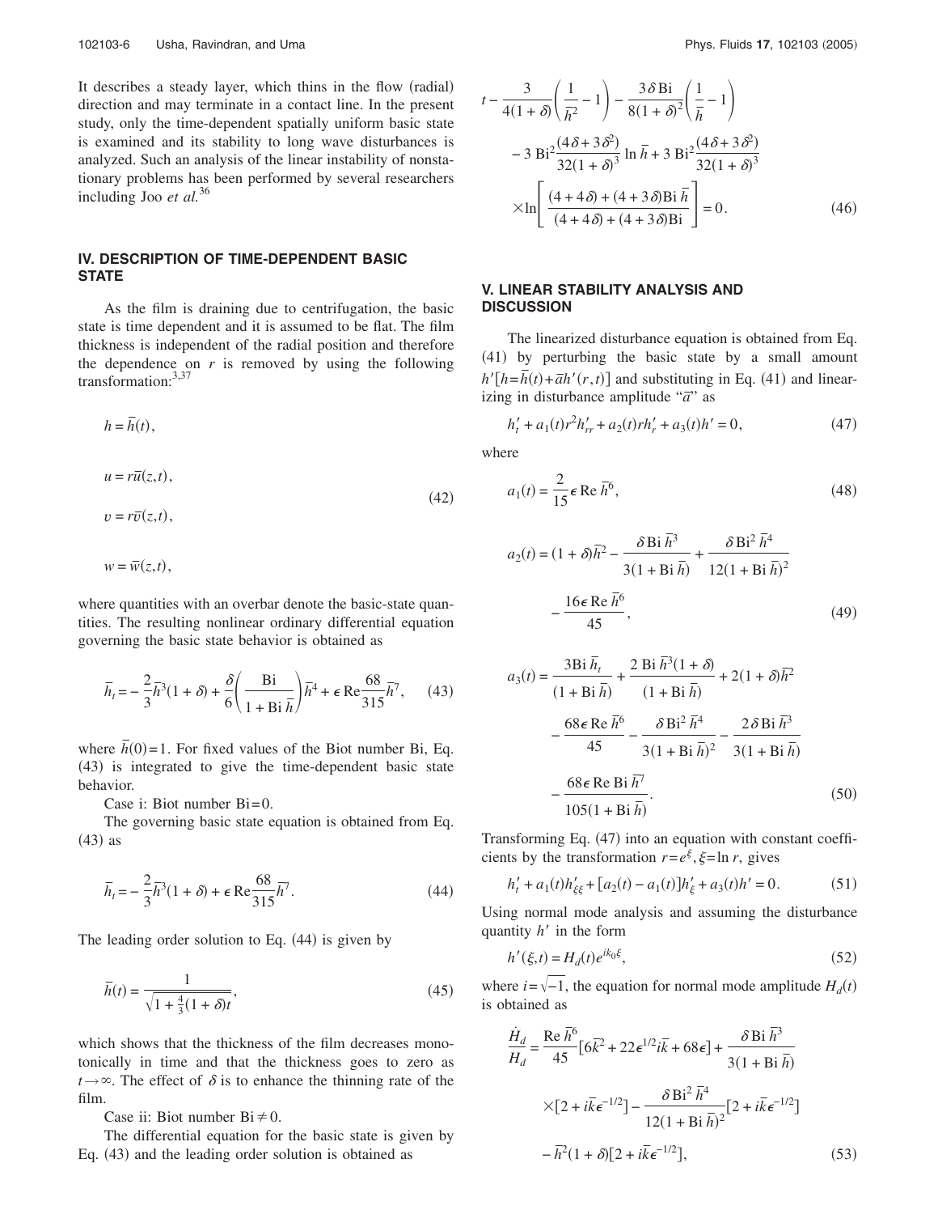It describes a steady layer, which thins in the flow (radial) direction and may terminate in a contact line. In the present study, only the time-dependent spatially uniform basic state is examined and its stability to long wave disturbances is analyzed. Such an analysis of the linear instability of nonstationary problems has been performed by several researchers including Joo *et al.*[36]

## IV. DESCRIPTION OF TIME-DEPENDENT BASIC STATE

As the film is draining due to centrifugation, the basic state is time dependent and it is assumed to be flat. The film thickness is independent of the radial position and therefore the dependence on $r$ is removed by using the following transformation:[3,37]

$$
\begin{aligned}
h &= \bar{h}(t),\\
u &= r\bar{u}(z,t),\\
v &= r\bar{v}(z,t),\\
w &= \bar{w}(z,t),
\end{aligned}
\tag{42}
$$

where quantities with an overbar denote the basic-state quantities. The resulting nonlinear ordinary differential equation governing the basic state behavior is obtained as

$$
\bar{h}_t = -\frac{2}{3}\bar{h}^3(1+\delta) + \frac{\delta}{6}\left(\frac{\mathrm{Bi}}{1+\mathrm{Bi}\,\bar{h}}\right)\bar{h}^4 + \epsilon\,\mathrm{Re}\frac{68}{315}\bar{h}^7, \tag{43}
$$

where $\bar{h}(0)=1$. For fixed values of the Biot number Bi, Eq. (43) is integrated to give the time-dependent basic state behavior.

Case i: Biot number $\mathrm{Bi}=0$.

The governing basic state equation is obtained from Eq. (43) as

$$
\bar{h}_t = -\frac{2}{3}\bar{h}^3(1+\delta) + \epsilon\,\mathrm{Re}\frac{68}{315}\bar{h}^7. \tag{44}
$$

The leading order solution to Eq. (44) is given by

$$
\bar{h}(t) = \frac{1}{\sqrt{1+\frac{4}{3}(1+\delta)t}}, \tag{45}
$$

which shows that the thickness of the film decreases monotonically in time and that the thickness goes to zero as $t\to\infty$. The effect of $\delta$ is to enhance the thinning rate of the film.

Case ii: Biot number $\mathrm{Bi}\neq 0$.

The differential equation for the basic state is given by Eq. (43) and the leading order solution is obtained as

$$
\begin{aligned}
&t - \frac{3}{4(1+\delta)}\left(\frac{1}{\bar{h}^2}-1\right) - \frac{3\delta\,\mathrm{Bi}}{8(1+\delta)^2}\left(\frac{1}{\bar{h}}-1\right)\\
&\quad - 3\,\mathrm{Bi}^2\frac{(4\delta+3\delta^2)}{32(1+\delta)^3}\ln\bar{h} + 3\,\mathrm{Bi}^2\frac{(4\delta+3\delta^2)}{32(1+\delta)^3}\\
&\quad \times\ln\left[\frac{(4+4\delta)+(4+3\delta)\mathrm{Bi}\,\bar{h}}{(4+4\delta)+(4+3\delta)\mathrm{Bi}}\right] = 0.
\end{aligned}
\tag{46}
$$

## V. LINEAR STABILITY ANALYSIS AND DISCUSSION

The linearized disturbance equation is obtained from Eq. (41) by perturbing the basic state by a small amount $h'[h=\bar{h}(t)+\bar{a}h'(r,t)]$ and substituting in Eq. (41) and linearizing in disturbance amplitude "$\bar{a}$" as

$$
h'_t + a_1(t)r^2h'_{rr} + a_2(t)rh'_r + a_3(t)h' = 0, \tag{47}
$$

where

$$
a_1(t) = \frac{2}{15}\epsilon\,\mathrm{Re}\,\bar{h}^6, \tag{48}
$$

$$
a_2(t) = (1+\delta)\bar{h}^2 - \frac{\delta\,\mathrm{Bi}\,\bar{h}^3}{3(1+\mathrm{Bi}\,\bar{h})} + \frac{\delta\,\mathrm{Bi}^2\,\bar{h}^4}{12(1+\mathrm{Bi}\,\bar{h})^2} - \frac{16\epsilon\,\mathrm{Re}\,\bar{h}^6}{45}, \tag{49}
$$

$$
\begin{aligned}
a_3(t) &= \frac{3\mathrm{Bi}\,\bar{h}_t}{(1+\mathrm{Bi}\,\bar{h})} + \frac{2\,\mathrm{Bi}\,\bar{h}^3(1+\delta)}{(1+\mathrm{Bi}\,\bar{h})} + 2(1+\delta)\bar{h}^2\\
&\quad - \frac{68\epsilon\,\mathrm{Re}\,\bar{h}^6}{45} - \frac{\delta\,\mathrm{Bi}^2\,\bar{h}^4}{3(1+\mathrm{Bi}\,\bar{h})^2} - \frac{2\delta\,\mathrm{Bi}\,\bar{h}^3}{3(1+\mathrm{Bi}\,\bar{h})}\\
&\quad - \frac{68\epsilon\,\mathrm{Re}\,\mathrm{Bi}\,\bar{h}^7}{105(1+\mathrm{Bi}\,\bar{h})}.
\end{aligned}
\tag{50}
$$

Transforming Eq. (47) into an equation with constant coefficients by the transformation $r=e^{\xi}, \xi=\ln r$, gives

$$
h'_t + a_1(t)h'_{\xi\xi} + [a_2(t)-a_1(t)]h'_{\xi} + a_3(t)h' = 0. \tag{51}
$$

Using normal mode analysis and assuming the disturbance quantity $h'$ in the form

$$
h'(\xi,t) = H_d(t)e^{ik_0\xi}, \tag{52}
$$

where $i=\sqrt{-1}$, the equation for normal mode amplitude $H_d(t)$ is obtained as

$$
\begin{aligned}
\frac{\dot{H}_d}{H_d} &= \frac{\mathrm{Re}\,\bar{h}^6}{45}[6\bar{k}^2 + 22\epsilon^{1/2}i\bar{k} + 68\epsilon] + \frac{\delta\,\mathrm{Bi}\,\bar{h}^3}{3(1+\mathrm{Bi}\,\bar{h})}\\
&\quad \times[2+i\bar{k}\epsilon^{-1/2}] - \frac{\delta\,\mathrm{Bi}^2\,\bar{h}^4}{12(1+\mathrm{Bi}\,\bar{h})^2}[2+i\bar{k}\epsilon^{-1/2}]\\
&\quad - \bar{h}^2(1+\delta)[2+i\bar{k}\epsilon^{-1/2}],
\end{aligned}
\tag{53}
$$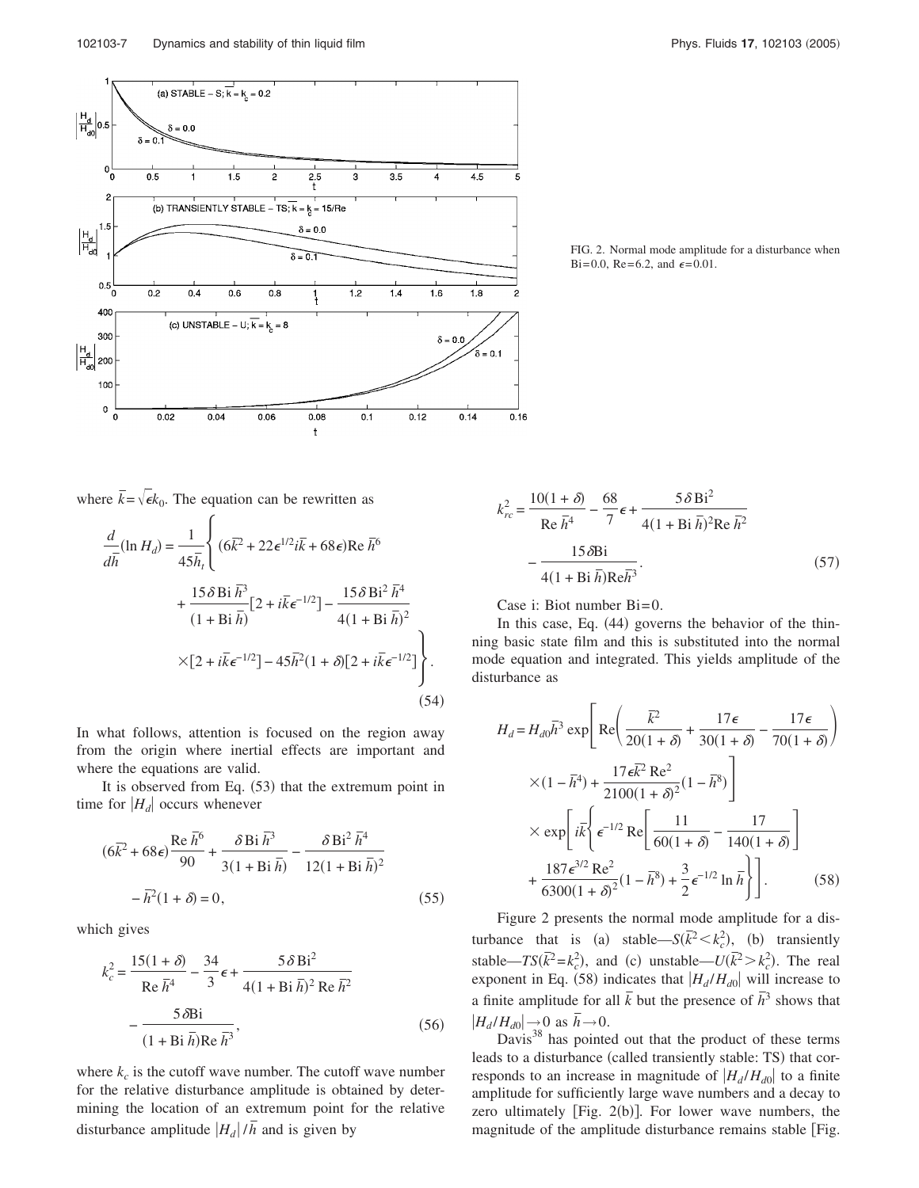FIG. 2. Normal mode amplitude for a disturbance when Bi=0.0, Re=6.2, and $\epsilon$=0.01.

where $\bar{k}=\sqrt{\epsilon}k_0$. The equation can be rewritten as

$$\frac{d}{d\bar{h}}(\ln H_d)=\frac{1}{45\bar{h}_t}\left\{(6\bar{k}^2+22\epsilon^{1/2}i\bar{k}+68\epsilon)\mathrm{Re}\,\bar{h}^6+\frac{15\delta\,\mathrm{Bi}\,\bar{h}^3}{(1+\mathrm{Bi}\,\bar{h})}[2+i\bar{k}\epsilon^{-1/2}]-\frac{15\delta\,\mathrm{Bi}^2\,\bar{h}^4}{4(1+\mathrm{Bi}\,\bar{h})^2}\times[2+i\bar{k}\epsilon^{-1/2}]-45\bar{h}^2(1+\delta)[2+i\bar{k}\epsilon^{-1/2}]\right\}. \tag{54}$$

In what follows, attention is focused on the region away from the origin where inertial effects are important and where the equations are valid.

It is observed from Eq. (53) that the extremum point in time for $|H_d|$ occurs whenever

$$(6\bar{k}^2+68\epsilon)\frac{\mathrm{Re}\,\bar{h}^6}{90}+\frac{\delta\,\mathrm{Bi}\,\bar{h}^3}{3(1+\mathrm{Bi}\,\bar{h})}-\frac{\delta\,\mathrm{Bi}^2\,\bar{h}^4}{12(1+\mathrm{Bi}\,\bar{h})^2}-\bar{h}^2(1+\delta)=0, \tag{55}$$

which gives

$$k_c^2=\frac{15(1+\delta)}{\mathrm{Re}\,\bar{h}^4}-\frac{34}{3}\epsilon+\frac{5\delta\,\mathrm{Bi}^2}{4(1+\mathrm{Bi}\,\bar{h})^2\,\mathrm{Re}\,\bar{h}^2}-\frac{5\delta\mathrm{Bi}}{(1+\mathrm{Bi}\,\bar{h})\mathrm{Re}\,\bar{h}^3}, \tag{56}$$

where $k_c$ is the cutoff wave number. The cutoff wave number for the relative disturbance amplitude is obtained by determining the location of an extremum point for the relative disturbance amplitude $|H_d|/\bar{h}$ and is given by

$$k_{rc}^2=\frac{10(1+\delta)}{\mathrm{Re}\,\bar{h}^4}-\frac{68}{7}\epsilon+\frac{5\delta\,\mathrm{Bi}^2}{4(1+\mathrm{Bi}\,\bar{h})^2\mathrm{Re}\,\bar{h}^2}-\frac{15\delta\mathrm{Bi}}{4(1+\mathrm{Bi}\,\bar{h})\mathrm{Re}\bar{h}^3}. \tag{57}$$

Case i: Biot number Bi=0.

In this case, Eq. (44) governs the behavior of the thinning basic state film and this is substituted into the normal mode equation and integrated. This yields amplitude of the disturbance as

$$H_d=H_{d0}\bar{h}^3\exp\left[\mathrm{Re}\left(\frac{\bar{k}^2}{20(1+\delta)}+\frac{17\epsilon}{30(1+\delta)}-\frac{17\epsilon}{70(1+\delta)}\right)\times(1-\bar{h}^4)+\frac{17\epsilon\bar{k}^2\,\mathrm{Re}^2}{2100(1+\delta)^2}(1-\bar{h}^8)\right]\times\exp\left[i\bar{k}\left\{\epsilon^{-1/2}\,\mathrm{Re}\left[\frac{11}{60(1+\delta)}-\frac{17}{140(1+\delta)}\right]+\frac{187\epsilon^{3/2}\,\mathrm{Re}^2}{6300(1+\delta)^2}(1-\bar{h}^8)+\frac{3}{2}\epsilon^{-1/2}\ln\bar{h}\right\}\right]. \tag{58}$$

Figure 2 presents the normal mode amplitude for a disturbance that is (a) stable—$S(\bar{k}^2<k_c^2)$, (b) transiently stable—$TS(\bar{k}^2=k_c^2)$, and (c) unstable—$U(\bar{k}^2>k_c^2)$. The real exponent in Eq. (58) indicates that $|H_d/H_{d0}|$ will increase to a finite amplitude for all $\bar{k}$ but the presence of $\bar{h}^3$ shows that $|H_d/H_{d0}|\to 0$ as $\bar{h}\to 0$.

Davis[38] has pointed out that the product of these terms leads to a disturbance (called transiently stable: TS) that corresponds to an increase in magnitude of $|H_d/H_{d0}|$ to a finite amplitude for sufficiently large wave numbers and a decay to zero ultimately [Fig. 2(b)]. For lower wave numbers, the magnitude of the amplitude disturbance remains stable [Fig.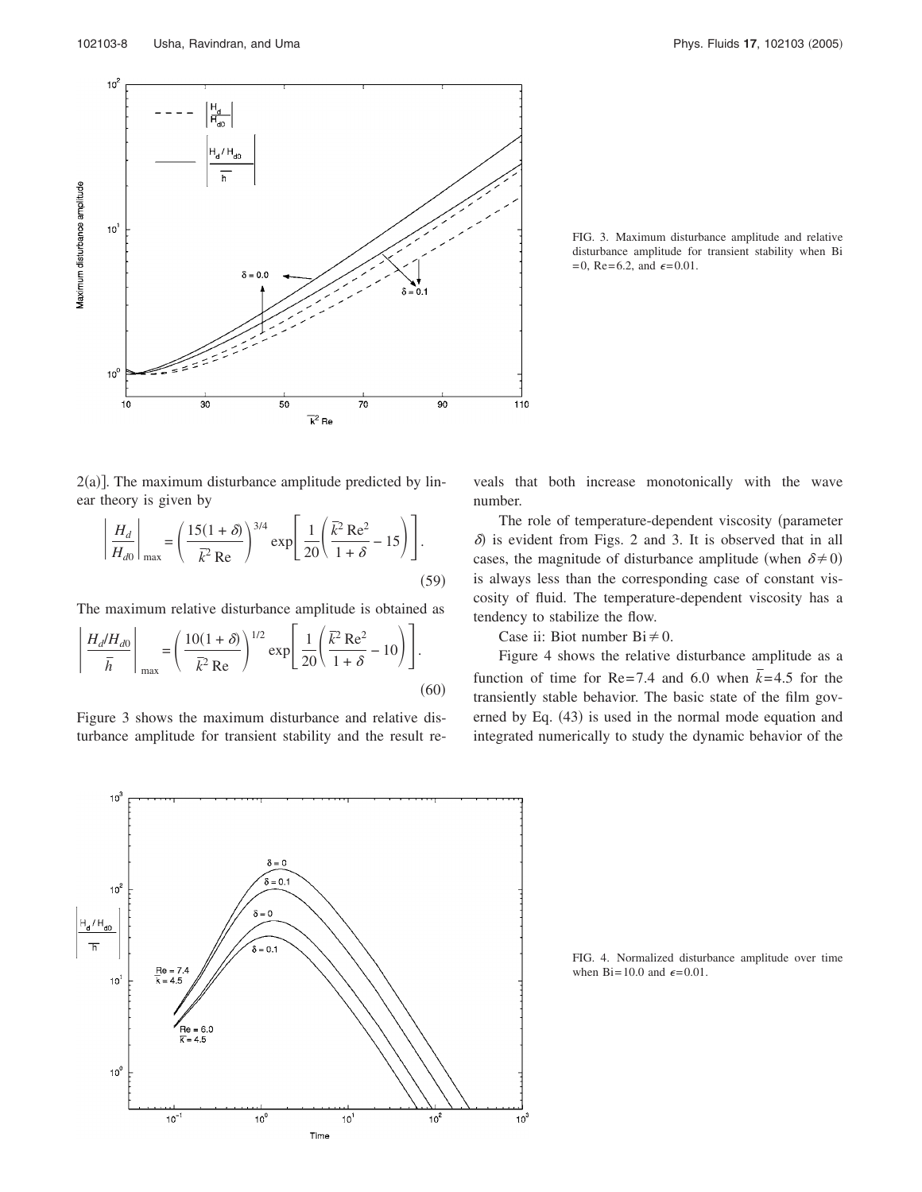FIG. 3. Maximum disturbance amplitude and relative disturbance amplitude for transient stability when Bi =0, Re=6.2, and $\epsilon$=0.01.

2(a)]. The maximum disturbance amplitude predicted by linear theory is given by

$$\left| \frac{H_d}{H_{d0}} \right|_{\max} = \left( \frac{15(1+\delta)}{\bar{k}^2 \mathrm{Re}} \right)^{3/4} \exp\left[ \frac{1}{20} \left( \frac{\bar{k}^2 \mathrm{Re}^2}{1+\delta} - 15 \right) \right]. \tag{59}$$

The maximum relative disturbance amplitude is obtained as

$$\left| \frac{H_d/H_{d0}}{\bar{h}} \right|_{\max} = \left( \frac{10(1+\delta)}{\bar{k}^2 \mathrm{Re}} \right)^{1/2} \exp\left[ \frac{1}{20} \left( \frac{\bar{k}^2 \mathrm{Re}^2}{1+\delta} - 10 \right) \right]. \tag{60}$$

Figure 3 shows the maximum disturbance and relative disturbance amplitude for transient stability and the result reveals that both increase monotonically with the wave number.

The role of temperature-dependent viscosity (parameter $\delta$) is evident from Figs. 2 and 3. It is observed that in all cases, the magnitude of disturbance amplitude (when $\delta \neq 0$) is always less than the corresponding case of constant viscosity of fluid. The temperature-dependent viscosity has a tendency to stabilize the flow.

Case ii: Biot number $\mathrm{Bi} \neq 0$.

Figure 4 shows the relative disturbance amplitude as a function of time for Re=7.4 and 6.0 when $\bar{k}$=4.5 for the transiently stable behavior. The basic state of the film governed by Eq. (43) is used in the normal mode equation and integrated numerically to study the dynamic behavior of the

FIG. 4. Normalized disturbance amplitude over time when Bi=10.0 and $\epsilon$=0.01.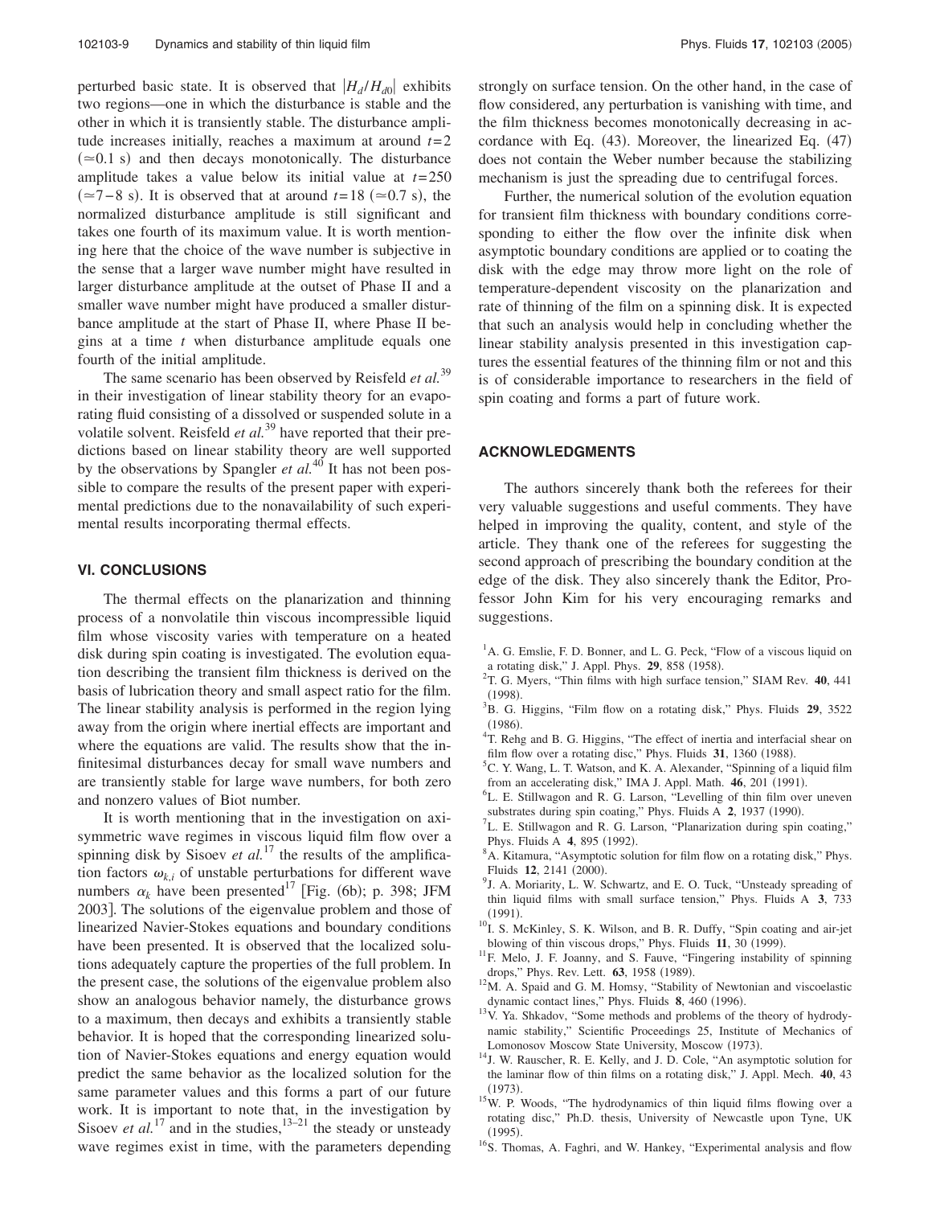perturbed basic state. It is observed that $|H_d/H_{d0}|$ exhibits two regions—one in which the disturbance is stable and the other in which it is transiently stable. The disturbance amplitude increases initially, reaches a maximum at around $t=2$ ($\simeq 0.1$ s) and then decays monotonically. The disturbance amplitude takes a value below its initial value at $t=250$ ($\simeq 7-8$ s). It is observed that at around $t=18$ ($\simeq 0.7$ s), the normalized disturbance amplitude is still significant and takes one fourth of its maximum value. It is worth mentioning here that the choice of the wave number is subjective in the sense that a larger wave number might have resulted in larger disturbance amplitude at the outset of Phase II and a smaller wave number might have produced a smaller disturbance amplitude at the start of Phase II, where Phase II begins at a time $t$ when disturbance amplitude equals one fourth of the initial amplitude.

The same scenario has been observed by Reisfeld *et al.*[39] in their investigation of linear stability theory for an evaporating fluid consisting of a dissolved or suspended solute in a volatile solvent. Reisfeld *et al.*[39] have reported that their predictions based on linear stability theory are well supported by the observations by Spangler *et al.*[40] It has not been possible to compare the results of the present paper with experimental predictions due to the nonavailability of such experimental results incorporating thermal effects.

## VI. CONCLUSIONS

The thermal effects on the planarization and thinning process of a nonvolatile thin viscous incompressible liquid film whose viscosity varies with temperature on a heated disk during spin coating is investigated. The evolution equation describing the transient film thickness is derived on the basis of lubrication theory and small aspect ratio for the film. The linear stability analysis is performed in the region lying away from the origin where inertial effects are important and where the equations are valid. The results show that the infinitesimal disturbances decay for small wave numbers and are transiently stable for large wave numbers, for both zero and nonzero values of Biot number.

It is worth mentioning that in the investigation on axisymmetric wave regimes in viscous liquid film flow over a spinning disk by Sisoev *et al.*[17] the results of the amplification factors $\omega_{k,i}$ of unstable perturbations for different wave numbers $\alpha_k$ have been presented[17] [Fig. (6b); p. 398; JFM 2003]. The solutions of the eigenvalue problem and those of linearized Navier-Stokes equations and boundary conditions have been presented. It is observed that the localized solutions adequately capture the properties of the full problem. In the present case, the solutions of the eigenvalue problem also show an analogous behavior namely, the disturbance grows to a maximum, then decays and exhibits a transiently stable behavior. It is hoped that the corresponding linearized solution of Navier-Stokes equations and energy equation would predict the same behavior as the localized solution for the same parameter values and this forms a part of our future work. It is important to note that, in the investigation by Sisoev *et al.*[17] and in the studies,[13–21] the steady or unsteady wave regimes exist in time, with the parameters depending strongly on surface tension. On the other hand, in the case of flow considered, any perturbation is vanishing with time, and the film thickness becomes monotonically decreasing in accordance with Eq. (43). Moreover, the linearized Eq. (47) does not contain the Weber number because the stabilizing mechanism is just the spreading due to centrifugal forces.

Further, the numerical solution of the evolution equation for transient film thickness with boundary conditions corresponding to either the flow over the infinite disk when asymptotic boundary conditions are applied or to coating the disk with the edge may throw more light on the role of temperature-dependent viscosity on the planarization and rate of thinning of the film on a spinning disk. It is expected that such an analysis would help in concluding whether the linear stability analysis presented in this investigation captures the essential features of the thinning film or not and this is of considerable importance to researchers in the field of spin coating and forms a part of future work.

## ACKNOWLEDGMENTS

The authors sincerely thank both the referees for their very valuable suggestions and useful comments. They have helped in improving the quality, content, and style of the article. They thank one of the referees for suggesting the second approach of prescribing the boundary condition at the edge of the disk. They also sincerely thank the Editor, Professor John Kim for his very encouraging remarks and suggestions.

[1] A. G. Emslie, F. D. Bonner, and L. G. Peck, "Flow of a viscous liquid on a rotating disk," J. Appl. Phys. **29**, 858 (1958).
[2] T. G. Myers, "Thin films with high surface tension," SIAM Rev. **40**, 441 (1998).
[3] B. G. Higgins, "Film flow on a rotating disk," Phys. Fluids **29**, 3522 (1986).
[4] T. Rehg and B. G. Higgins, "The effect of inertia and interfacial shear on film flow over a rotating disc," Phys. Fluids **31**, 1360 (1988).
[5] C. Y. Wang, L. T. Watson, and K. A. Alexander, "Spinning of a liquid film from an accelerating disk," IMA J. Appl. Math. **46**, 201 (1991).
[6] L. E. Stillwagon and R. G. Larson, "Levelling of thin film over uneven substrates during spin coating," Phys. Fluids A **2**, 1937 (1990).
[7] L. E. Stillwagon and R. G. Larson, "Planarization during spin coating," Phys. Fluids A **4**, 895 (1992).
[8] A. Kitamura, "Asymptotic solution for film flow on a rotating disk," Phys. Fluids **12**, 2141 (2000).
[9] J. A. Moriarity, L. W. Schwartz, and E. O. Tuck, "Unsteady spreading of thin liquid films with small surface tension," Phys. Fluids A **3**, 733 (1991).
[10] I. S. McKinley, S. K. Wilson, and B. R. Duffy, "Spin coating and air-jet blowing of thin viscous drops," Phys. Fluids **11**, 30 (1999).
[11] F. Melo, J. F. Joanny, and S. Fauve, "Fingering instability of spinning drops," Phys. Rev. Lett. **63**, 1958 (1989).
[12] M. A. Spaid and G. M. Homsy, "Stability of Newtonian and viscoelastic dynamic contact lines," Phys. Fluids **8**, 460 (1996).
[13] V. Ya. Shkadov, "Some methods and problems of the theory of hydrodynamic stability," Scientific Proceedings 25, Institute of Mechanics of Lomonosov Moscow State University, Moscow (1973).
[14] J. W. Rauscher, R. E. Kelly, and J. D. Cole, "An asymptotic solution for the laminar flow of thin films on a rotating disk," J. Appl. Mech. **40**, 43 (1973).
[15] W. P. Woods, "The hydrodynamics of thin liquid films flowing over a rotating disc," Ph.D. thesis, University of Newcastle upon Tyne, UK (1995).
[16] S. Thomas, A. Faghri, and W. Hankey, "Experimental analysis and flow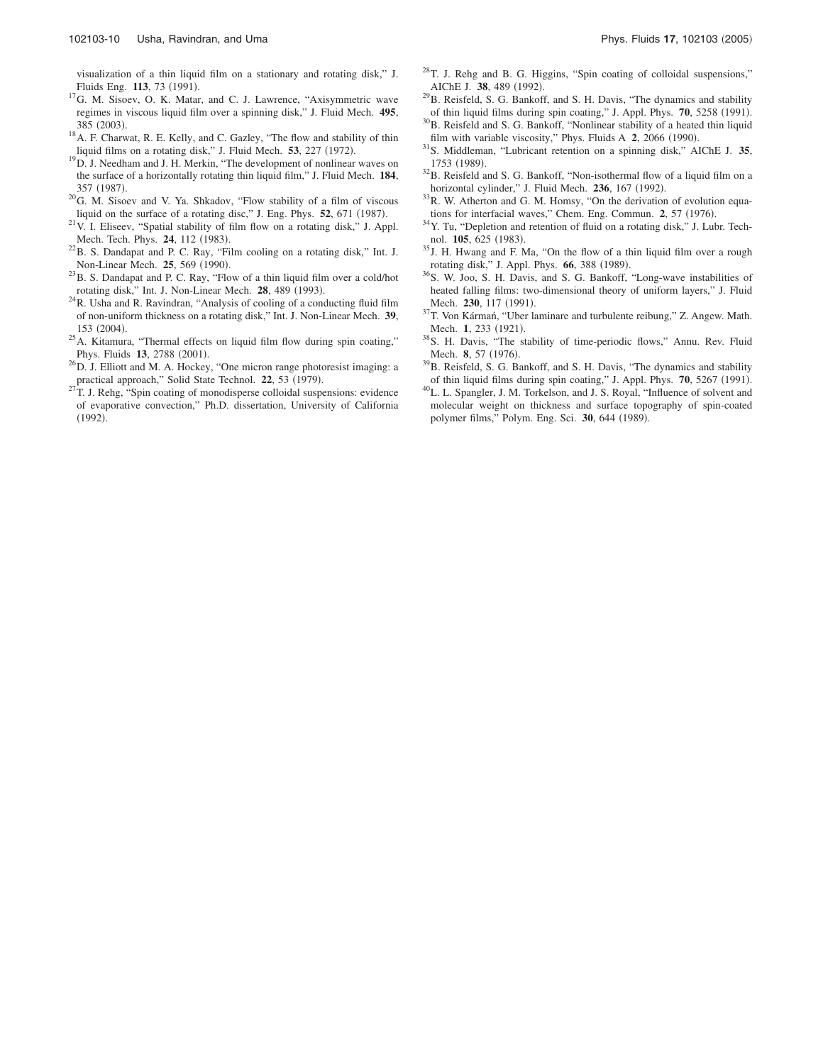visualization of a thin liquid film on a stationary and rotating disk," J. Fluids Eng. **113**, 73 (1991).

[17] G. M. Sisoev, O. K. Matar, and C. J. Lawrence, "Axisymmetric wave regimes in viscous liquid film over a spinning disk," J. Fluid Mech. **495**, 385 (2003).

[18] A. F. Charwat, R. E. Kelly, and C. Gazley, "The flow and stability of thin liquid films on a rotating disk," J. Fluid Mech. **53**, 227 (1972).

[19] D. J. Needham and J. H. Merkin, "The development of nonlinear waves on the surface of a horizontally rotating thin liquid film," J. Fluid Mech. **184**, 357 (1987).

[20] G. M. Sisoev and V. Ya. Shkadov, "Flow stability of a film of viscous liquid on the surface of a rotating disc," J. Eng. Phys. **52**, 671 (1987).

[21] V. I. Eliseev, "Spatial stability of film flow on a rotating disk," J. Appl. Mech. Tech. Phys. **24**, 112 (1983).

[22] B. S. Dandapat and P. C. Ray, "Film cooling on a rotating disk," Int. J. Non-Linear Mech. **25**, 569 (1990).

[23] B. S. Dandapat and P. C. Ray, "Flow of a thin liquid film over a cold/hot rotating disk," Int. J. Non-Linear Mech. **28**, 489 (1993).

[24] R. Usha and R. Ravindran, "Analysis of cooling of a conducting fluid film of non-uniform thickness on a rotating disk," Int. J. Non-Linear Mech. **39**, 153 (2004).

[25] A. Kitamura, "Thermal effects on liquid film flow during spin coating," Phys. Fluids **13**, 2788 (2001).

[26] D. J. Elliott and M. A. Hockey, "One micron range photoresist imaging: a practical approach," Solid State Technol. **22**, 53 (1979).

[27] T. J. Rehg, "Spin coating of monodisperse colloidal suspensions: evidence of evaporative convection," Ph.D. dissertation, University of California (1992).

[28] T. J. Rehg and B. G. Higgins, "Spin coating of colloidal suspensions," AIChE J. **38**, 489 (1992).

[29] B. Reisfeld, S. G. Bankoff, and S. H. Davis, "The dynamics and stability of thin liquid films during spin coating," J. Appl. Phys. **70**, 5258 (1991).

[30] B. Reisfeld and S. G. Bankoff, "Nonlinear stability of a heated thin liquid film with variable viscosity," Phys. Fluids A **2**, 2066 (1990).

[31] S. Middleman, "Lubricant retention on a spinning disk," AIChE J. **35**, 1753 (1989).

[32] B. Reisfeld and S. G. Bankoff, "Non-isothermal flow of a liquid film on a horizontal cylinder," J. Fluid Mech. **236**, 167 (1992).

[33] R. W. Atherton and G. M. Homsy, "On the derivation of evolution equations for interfacial waves," Chem. Eng. Commun. **2**, 57 (1976).

[34] Y. Tu, "Depletion and retention of fluid on a rotating disk," J. Lubr. Technol. **105**, 625 (1983).

[35] J. H. Hwang and F. Ma, "On the flow of a thin liquid film over a rough rotating disk," J. Appl. Phys. **66**, 388 (1989).

[36] S. W. Joo, S. H. Davis, and S. G. Bankoff, "Long-wave instabilities of heated falling films: two-dimensional theory of uniform layers," J. Fluid Mech. **230**, 117 (1991).

[37] T. Von Kármań, "Uber laminare and turbulente reibung," Z. Angew. Math. Mech. **1**, 233 (1921).

[38] S. H. Davis, "The stability of time-periodic flows," Annu. Rev. Fluid Mech. **8**, 57 (1976).

[39] B. Reisfeld, S. G. Bankoff, and S. H. Davis, "The dynamics and stability of thin liquid films during spin coating," J. Appl. Phys. **70**, 5267 (1991).

[40] L. L. Spangler, J. M. Torkelson, and J. S. Royal, "Influence of solvent and molecular weight on thickness and surface topography of spin-coated polymer films," Polym. Eng. Sci. **30**, 644 (1989).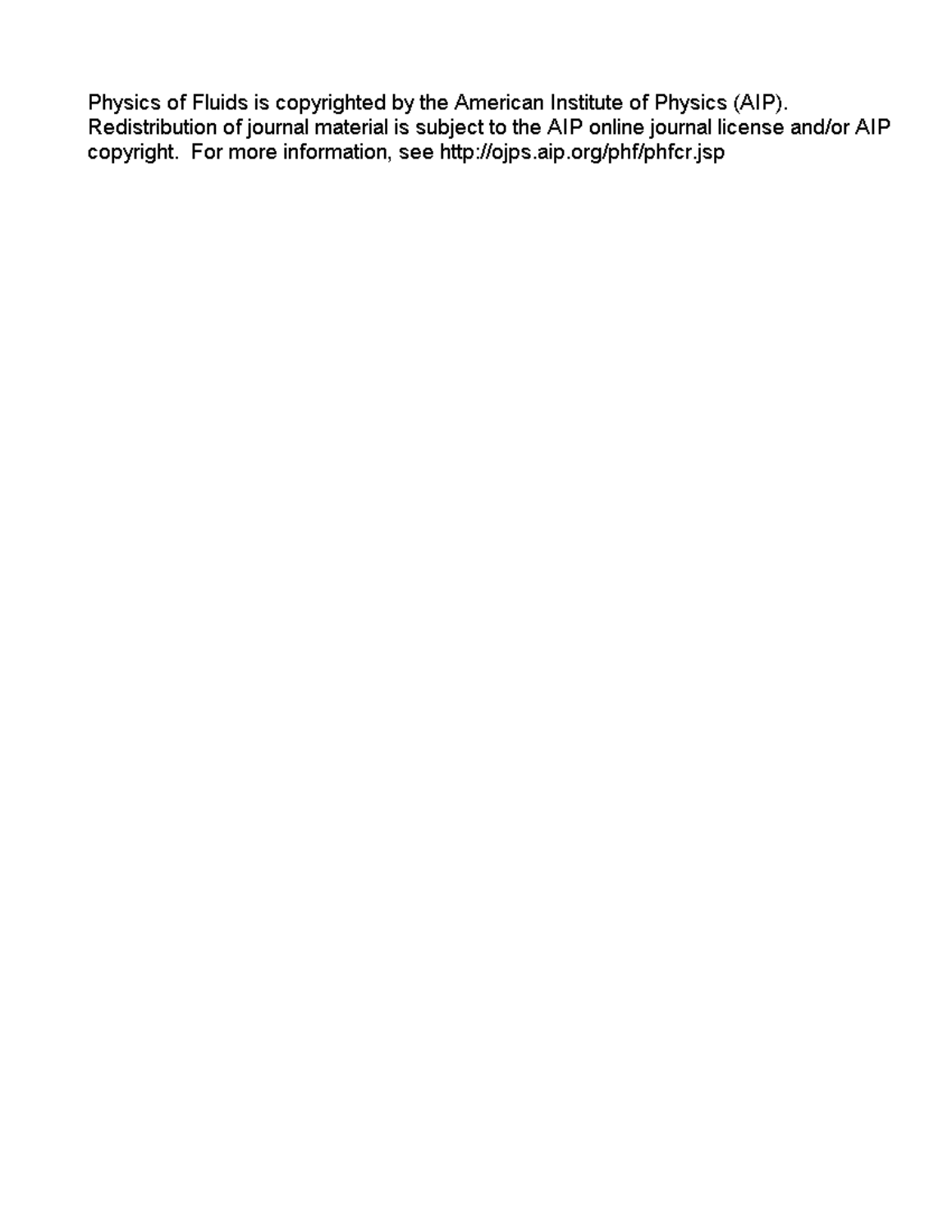Physics of Fluids is copyrighted by the American Institute of Physics (AIP). Redistribution of journal material is subject to the AIP online journal license and/or AIP copyright. For more information, see http://ojps.aip.org/phf/phfcr.jsp